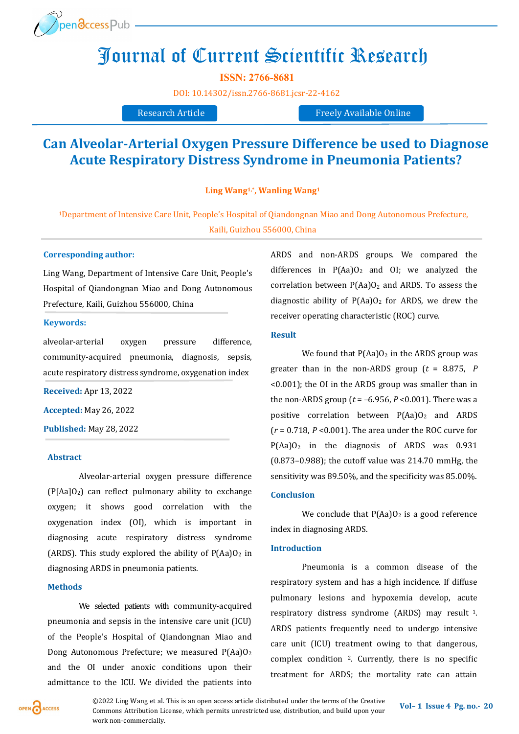# Journal of Current Scientific Research

**ISSN: 2766-8681**

DOI: 10.14302/issn.2766-8681.jcsr-22-4162

Research Article | Freely Available Online

## Can Alveolar-Arterial Oxygen Pressure Difference be used to Diagnose Acute Respiratory Distress Syndrome in Pneumonia Patients?

**Ling Wang[1,*], Wanling Wang[1]**

[1]Department of Intensive Care Unit, People's Hospital of Qiandongnan Miao and Dong Autonomous Prefecture, Kaili, Guizhou 556000, China

**Corresponding author:**

Ling Wang, Department of Intensive Care Unit, People's Hospital of Qiandongnan Miao and Dong Autonomous Prefecture, Kaili, Guizhou 556000, China

**Keywords:**

alveolar-arterial oxygen pressure difference, community-acquired pneumonia, diagnosis, sepsis, acute respiratory distress syndrome, oxygenation index

**Received:** Apr 13, 2022

**Accepted:** May 26, 2022

**Published:** May 28, 2022

### Abstract

Alveolar-arterial oxygen pressure difference ($P[Aa]O_2$) can reflect pulmonary ability to exchange oxygen; it shows good correlation with the oxygenation index (OI), which is important in diagnosing acute respiratory distress syndrome (ARDS). This study explored the ability of $P(Aa)O_2$ in diagnosing ARDS in pneumonia patients.

### Methods

We selected patients with community-acquired pneumonia and sepsis in the intensive care unit (ICU) of the People's Hospital of Qiandongnan Miao and Dong Autonomous Prefecture; we measured $P(Aa)O_2$ and the OI under anoxic conditions upon their admittance to the ICU. We divided the patients into ARDS and non-ARDS groups. We compared the differences in $P(Aa)O_2$ and OI; we analyzed the correlation between $P(Aa)O_2$ and ARDS. To assess the diagnostic ability of $P(Aa)O_2$ for ARDS, we drew the receiver operating characteristic (ROC) curve.

### Result

We found that $P(Aa)O_2$ in the ARDS group was greater than in the non-ARDS group ($t = 8.875$, $P < 0.001$); the OI in the ARDS group was smaller than in the non-ARDS group ($t = -6.956$, $P < 0.001$). There was a positive correlation between $P(Aa)O_2$ and ARDS ($r = 0.718$, $P < 0.001$). The area under the ROC curve for $P(Aa)O_2$ in the diagnosis of ARDS was 0.931 (0.873–0.988); the cutoff value was 214.70 mmHg, the sensitivity was 89.50%, and the specificity was 85.00%.

### Conclusion

We conclude that $P(Aa)O_2$ is a good reference index in diagnosing ARDS.

### Introduction

Pneumonia is a common disease of the respiratory system and has a high incidence. If diffuse pulmonary lesions and hypoxemia develop, acute respiratory distress syndrome (ARDS) may result [1]. ARDS patients frequently need to undergo intensive care unit (ICU) treatment owing to that dangerous, complex condition [2]. Currently, there is no specific treatment for ARDS; the mortality rate can attain

©2022 Ling Wang et al. This is an open access article distributed under the terms of the Creative Commons Attribution License, which permits unrestricted use, distribution, and build upon your work non-commercially.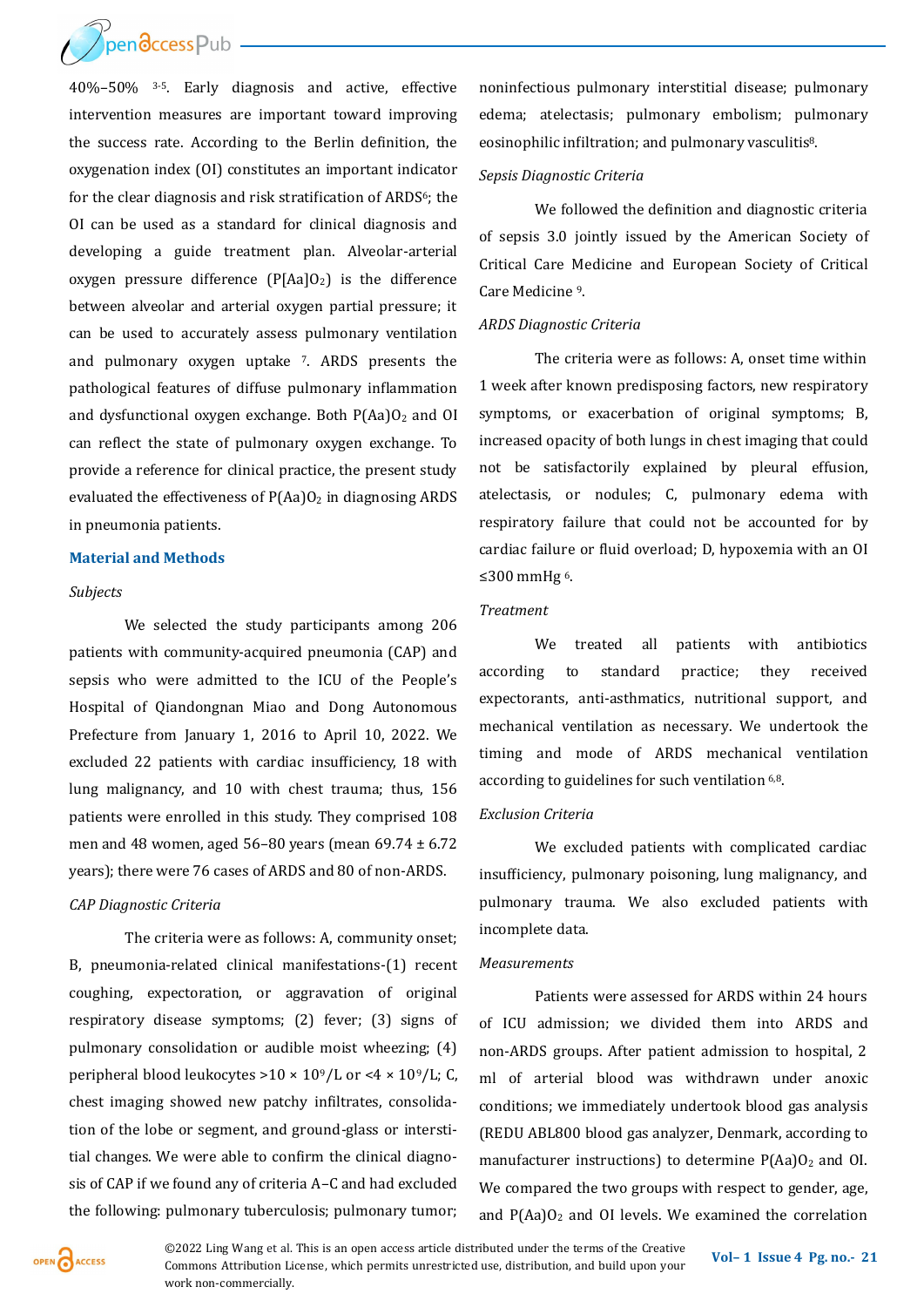40%–50% [3-5]. Early diagnosis and active, effective intervention measures are important toward improving the success rate. According to the Berlin definition, the oxygenation index (OI) constitutes an important indicator for the clear diagnosis and risk stratification of ARDS[6]; the OI can be used as a standard for clinical diagnosis and developing a guide treatment plan. Alveolar-arterial oxygen pressure difference ($P[Aa]O_2$) is the difference between alveolar and arterial oxygen partial pressure; it can be used to accurately assess pulmonary ventilation and pulmonary oxygen uptake [7]. ARDS presents the pathological features of diffuse pulmonary inflammation and dysfunctional oxygen exchange. Both $P(Aa)O_2$ and OI can reflect the state of pulmonary oxygen exchange. To provide a reference for clinical practice, the present study evaluated the effectiveness of $P(Aa)O_2$ in diagnosing ARDS in pneumonia patients.

## Material and Methods

### *Subjects*

We selected the study participants among 206 patients with community-acquired pneumonia (CAP) and sepsis who were admitted to the ICU of the People's Hospital of Qiandongnan Miao and Dong Autonomous Prefecture from January 1, 2016 to April 10, 2022. We excluded 22 patients with cardiac insufficiency, 18 with lung malignancy, and 10 with chest trauma; thus, 156 patients were enrolled in this study. They comprised 108 men and 48 women, aged 56–80 years (mean 69.74 ± 6.72 years); there were 76 cases of ARDS and 80 of non-ARDS.

### *CAP Diagnostic Criteria*

The criteria were as follows: A, community onset; B, pneumonia-related clinical manifestations-(1) recent coughing, expectoration, or aggravation of original respiratory disease symptoms; (2) fever; (3) signs of pulmonary consolidation or audible moist wheezing; (4) peripheral blood leukocytes >10 × $10^9$/L or <4 × $10^9$/L; C, chest imaging showed new patchy infiltrates, consolidation of the lobe or segment, and ground-glass or interstitial changes. We were able to confirm the clinical diagnosis of CAP if we found any of criteria A–C and had excluded the following: pulmonary tuberculosis; pulmonary tumor; noninfectious pulmonary interstitial disease; pulmonary edema; atelectasis; pulmonary embolism; pulmonary eosinophilic infiltration; and pulmonary vasculitis[8].

### *Sepsis Diagnostic Criteria*

We followed the definition and diagnostic criteria of sepsis 3.0 jointly issued by the American Society of Critical Care Medicine and European Society of Critical Care Medicine [9].

### *ARDS Diagnostic Criteria*

The criteria were as follows: A, onset time within 1 week after known predisposing factors, new respiratory symptoms, or exacerbation of original symptoms; B, increased opacity of both lungs in chest imaging that could not be satisfactorily explained by pleural effusion, atelectasis, or nodules; C, pulmonary edema with respiratory failure that could not be accounted for by cardiac failure or fluid overload; D, hypoxemia with an OI ≤300 mmHg [6].

### *Treatment*

We treated all patients with antibiotics according to standard practice; they received expectorants, anti-asthmatics, nutritional support, and mechanical ventilation as necessary. We undertook the timing and mode of ARDS mechanical ventilation according to guidelines for such ventilation [6,8].

### *Exclusion Criteria*

We excluded patients with complicated cardiac insufficiency, pulmonary poisoning, lung malignancy, and pulmonary trauma. We also excluded patients with incomplete data.

### *Measurements*

Patients were assessed for ARDS within 24 hours of ICU admission; we divided them into ARDS and non-ARDS groups. After patient admission to hospital, 2 ml of arterial blood was withdrawn under anoxic conditions; we immediately undertook blood gas analysis (REDU ABL800 blood gas analyzer, Denmark, according to manufacturer instructions) to determine $P(Aa)O_2$ and OI. We compared the two groups with respect to gender, age, and $P(Aa)O_2$ and OI levels. We examined the correlation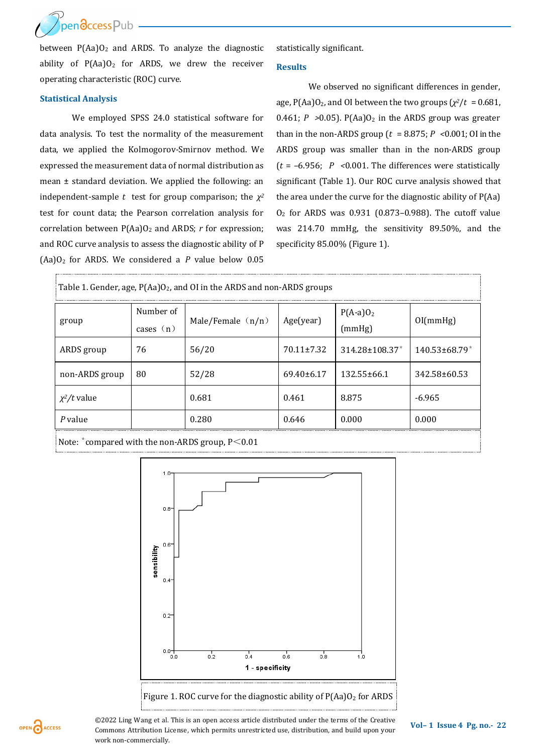between $P(Aa)O_2$ and ARDS. To analyze the diagnostic ability of $P(Aa)O_2$ for ARDS, we drew the receiver operating characteristic (ROC) curve.

### Statistical Analysis

We employed SPSS 24.0 statistical software for data analysis. To test the normality of the measurement data, we applied the Kolmogorov-Smirnov method. We expressed the measurement data of normal distribution as mean ± standard deviation. We applied the following: an independent-sample *t* test for group comparison; the $\chi^2$ test for count data; the Pearson correlation analysis for correlation between $P(Aa)O_2$ and ARDS; *r* for expression; and ROC curve analysis to assess the diagnostic ability of $P(Aa)O_2$ for ARDS. We considered a *P* value below 0.05 statistically significant.

### Results

We observed no significant differences in gender, age, $P(Aa)O_2$, and OI between the two groups ($\chi^2/t$ = 0.681, 0.461; $P$ >0.05). $P(Aa)O_2$ in the ARDS group was greater than in the non-ARDS group ($t$ = 8.875; $P$ <0.001; OI in the ARDS group was smaller than in the non-ARDS group ($t$ = –6.956; $P$ <0.001. The differences were statistically significant (Table 1). Our ROC curve analysis showed that the area under the curve for the diagnostic ability of $P(Aa)O_2$ for ARDS was 0.931 (0.873–0.988). The cutoff value was 214.70 mmHg, the sensitivity 89.50%, and the specificity 85.00% (Figure 1).

Table 1. Gender, age, $P(Aa)O_2$, and OI in the ARDS and non-ARDS groups

| group | Number of cases（n） | Male/Female（n/n） | Age(year) | $P(A\text{-}a)O_2$ (mmHg) | OI(mmHg) |
|---|---|---|---|---|---|
| ARDS group | 76 | 56/20 | 70.11±7.32 | 314.28±108.37* | 140.53±68.79* |
| non-ARDS group | 80 | 52/28 | 69.40±6.17 | 132.55±66.1 | 342.58±60.53 |
| $\chi^2/t$ value | | 0.681 | 0.461 | 8.875 | -6.965 |
| *P* value | | 0.280 | 0.646 | 0.000 | 0.000 |

Note: *compared with the non-ARDS group, P<0.01

Figure 1. ROC curve for the diagnostic ability of $P(Aa)O_2$ for ARDS

©2022 Ling Wang et al. This is an open access article distributed under the terms of the Creative Commons Attribution License, which permits unrestricted use, distribution, and build upon your work non-commercially.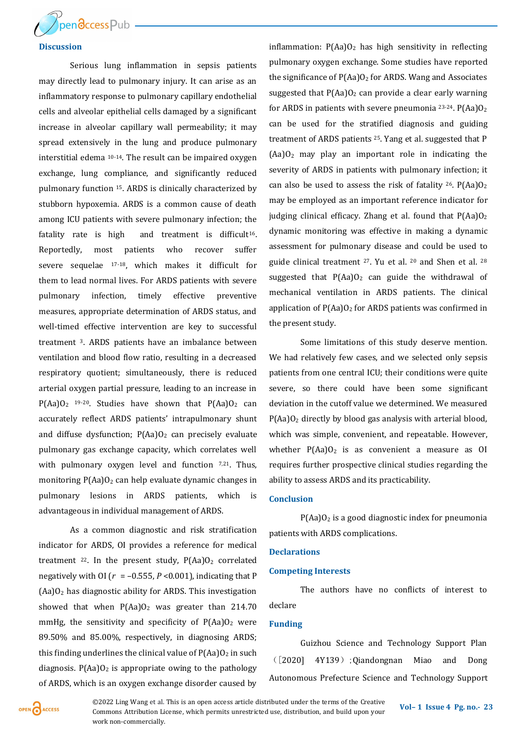## Discussion

Serious lung inflammation in sepsis patients may directly lead to pulmonary injury. It can arise as an inflammatory response to pulmonary capillary endothelial cells and alveolar epithelial cells damaged by a significant increase in alveolar capillary wall permeability; it may spread extensively in the lung and produce pulmonary interstitial edema [10-14]. The result can be impaired oxygen exchange, lung compliance, and significantly reduced pulmonary function [15]. ARDS is clinically characterized by stubborn hypoxemia. ARDS is a common cause of death among ICU patients with severe pulmonary infection; the fatality rate is high and treatment is difficult[16]. Reportedly, most patients who recover suffer severe sequelae [17-18], which makes it difficult for them to lead normal lives. For ARDS patients with severe pulmonary infection, timely effective preventive measures, appropriate determination of ARDS status, and well-timed effective intervention are key to successful treatment [3]. ARDS patients have an imbalance between ventilation and blood flow ratio, resulting in a decreased respiratory quotient; simultaneously, there is reduced arterial oxygen partial pressure, leading to an increase in $P(Aa)O_2$ [19-20]. Studies have shown that $P(Aa)O_2$ can accurately reflect ARDS patients' intrapulmonary shunt and diffuse dysfunction; $P(Aa)O_2$ can precisely evaluate pulmonary gas exchange capacity, which correlates well with pulmonary oxygen level and function [7,21]. Thus, monitoring $P(Aa)O_2$ can help evaluate dynamic changes in pulmonary lesions in ARDS patients, which is advantageous in individual management of ARDS.

As a common diagnostic and risk stratification indicator for ARDS, OI provides a reference for medical treatment [22]. In the present study, $P(Aa)O_2$ correlated negatively with OI ($r$ = –0.555, $P$ <0.001), indicating that $P(Aa)O_2$ has diagnostic ability for ARDS. This investigation showed that when $P(Aa)O_2$ was greater than 214.70 mmHg, the sensitivity and specificity of $P(Aa)O_2$ were 89.50% and 85.00%, respectively, in diagnosing ARDS; this finding underlines the clinical value of $P(Aa)O_2$ in such diagnosis. $P(Aa)O_2$ is appropriate owing to the pathology of ARDS, which is an oxygen exchange disorder caused by inflammation: $P(Aa)O_2$ has high sensitivity in reflecting pulmonary oxygen exchange. Some studies have reported the significance of $P(Aa)O_2$ for ARDS. Wang and Associates suggested that $P(Aa)O_2$ can provide a clear early warning for ARDS in patients with severe pneumonia [23-24]. $P(Aa)O_2$ can be used for the stratified diagnosis and guiding treatment of ARDS patients [25]. Yang et al. suggested that $P(Aa)O_2$ may play an important role in indicating the severity of ARDS in patients with pulmonary infection; it can also be used to assess the risk of fatality [26]. $P(Aa)O_2$ may be employed as an important reference indicator for judging clinical efficacy. Zhang et al. found that $P(Aa)O_2$ dynamic monitoring was effective in making a dynamic assessment for pulmonary disease and could be used to guide clinical treatment [27]. Yu et al. [20] and Shen et al. [28] suggested that $P(Aa)O_2$ can guide the withdrawal of mechanical ventilation in ARDS patients. The clinical application of $P(Aa)O_2$ for ARDS patients was confirmed in the present study.

Some limitations of this study deserve mention. We had relatively few cases, and we selected only sepsis patients from one central ICU; their conditions were quite severe, so there could have been some significant deviation in the cutoff value we determined. We measured $P(Aa)O_2$ directly by blood gas analysis with arterial blood, which was simple, convenient, and repeatable. However, whether $P(Aa)O_2$ is as convenient a measure as OI requires further prospective clinical studies regarding the ability to assess ARDS and its practicability.

## Conclusion

$P(Aa)O_2$ is a good diagnostic index for pneumonia patients with ARDS complications.

## Declarations

### Competing Interests

The authors have no conflicts of interest to declare

### Funding

Guizhou Science and Technology Support Plan （[2020] 4Y139）; Qiandongnan Miao and Dong Autonomous Prefecture Science and Technology Support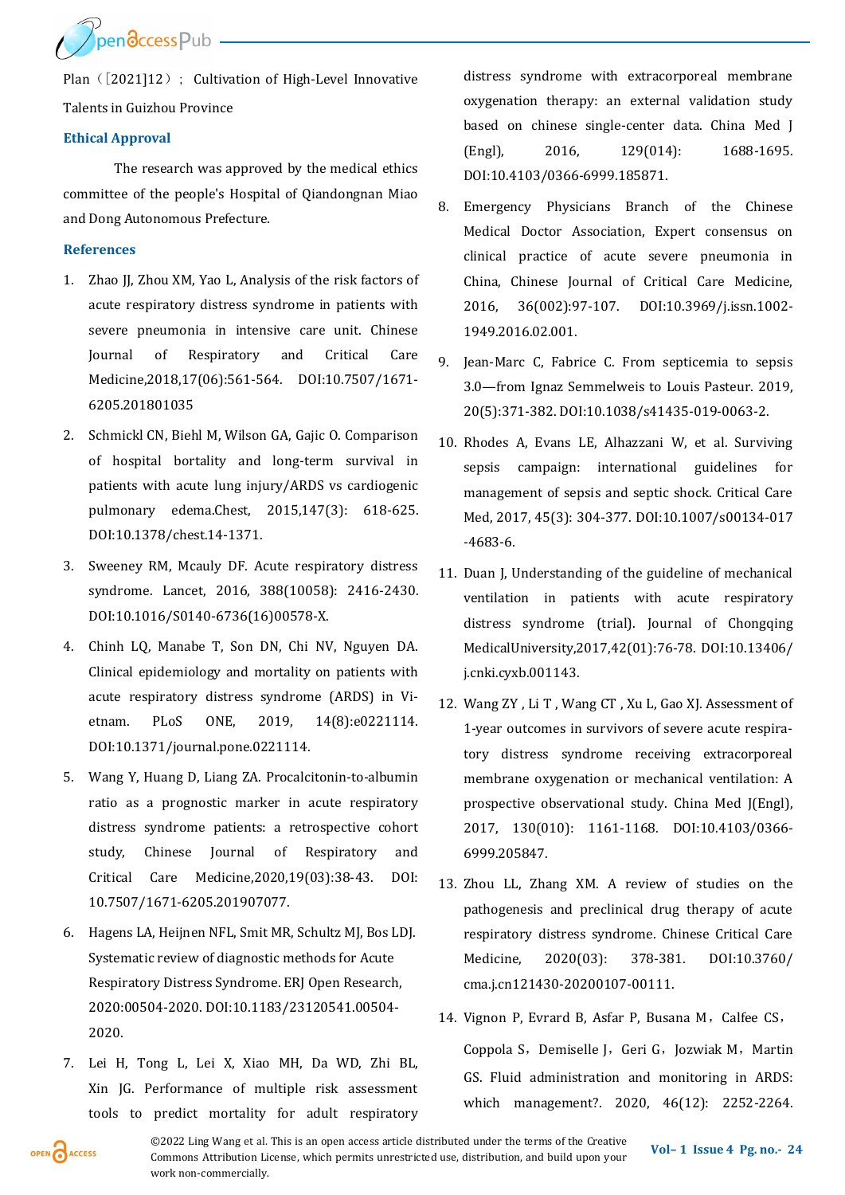Plan（[2021]12）; Cultivation of High-Level Innovative Talents in Guizhou Province

### Ethical Approval

The research was approved by the medical ethics committee of the people's Hospital of Qiandongnan Miao and Dong Autonomous Prefecture.

### References

1. Zhao JJ, Zhou XM, Yao L, Analysis of the risk factors of acute respiratory distress syndrome in patients with severe pneumonia in intensive care unit. Chinese Journal of Respiratory and Critical Care Medicine,2018,17(06):561-564. DOI:10.7507/1671-6205.201801035
2. Schmickl CN, Biehl M, Wilson GA, Gajic O. Comparison of hospital bortality and long-term survival in patients with acute lung injury/ARDS vs cardiogenic pulmonary edema.Chest, 2015,147(3): 618-625. DOI:10.1378/chest.14-1371.
3. Sweeney RM, Mcauly DF. Acute respiratory distress syndrome. Lancet, 2016, 388(10058): 2416-2430. DOI:10.1016/S0140-6736(16)00578-X.
4. Chinh LQ, Manabe T, Son DN, Chi NV, Nguyen DA. Clinical epidemiology and mortality on patients with acute respiratory distress syndrome (ARDS) in Vietnam. PLoS ONE, 2019, 14(8):e0221114. DOI:10.1371/journal.pone.0221114.
5. Wang Y, Huang D, Liang ZA. Procalcitonin-to-albumin ratio as a prognostic marker in acute respiratory distress syndrome patients: a retrospective cohort study, Chinese Journal of Respiratory and Critical Care Medicine,2020,19(03):38-43. DOI: 10.7507/1671-6205.201907077.
6. Hagens LA, Heijnen NFL, Smit MR, Schultz MJ, Bos LDJ. Systematic review of diagnostic methods for Acute Respiratory Distress Syndrome. ERJ Open Research, 2020:00504-2020. DOI:10.1183/23120541.00504-2020.
7. Lei H, Tong L, Lei X, Xiao MH, Da WD, Zhi BL, Xin JG. Performance of multiple risk assessment tools to predict mortality for adult respiratory distress syndrome with extracorporeal membrane oxygenation therapy: an external validation study based on chinese single-center data. China Med J (Engl), 2016, 129(014): 1688-1695. DOI:10.4103/0366-6999.185871.
8. Emergency Physicians Branch of the Chinese Medical Doctor Association, Expert consensus on clinical practice of acute severe pneumonia in China, Chinese Journal of Critical Care Medicine, 2016, 36(002):97-107. DOI:10.3969/j.issn.1002-1949.2016.02.001.
9. Jean-Marc C, Fabrice C. From septicemia to sepsis 3.0—from Ignaz Semmelweis to Louis Pasteur. 2019, 20(5):371-382. DOI:10.1038/s41435-019-0063-2.
10. Rhodes A, Evans LE, Alhazzani W, et al. Surviving sepsis campaign: international guidelines for management of sepsis and septic shock. Critical Care Med, 2017, 45(3): 304-377. DOI:10.1007/s00134-017-4683-6.
11. Duan J, Understanding of the guideline of mechanical ventilation in patients with acute respiratory distress syndrome (trial). Journal of Chongqing MedicalUniversity,2017,42(01):76-78. DOI:10.13406/j.cnki.cyxb.001143.
12. Wang ZY , Li T , Wang CT , Xu L, Gao XJ. Assessment of 1-year outcomes in survivors of severe acute respiratory distress syndrome receiving extracorporeal membrane oxygenation or mechanical ventilation: A prospective observational study. China Med J(Engl), 2017, 130(010): 1161-1168. DOI:10.4103/0366-6999.205847.
13. Zhou LL, Zhang XM. A review of studies on the pathogenesis and preclinical drug therapy of acute respiratory distress syndrome. Chinese Critical Care Medicine, 2020(03): 378-381. DOI:10.3760/cma.j.cn121430-20200107-00111.
14. Vignon P, Evrard B, Asfar P, Busana M，Calfee CS，Coppola S，Demiselle J，Geri G，Jozwiak M，Martin GS. Fluid administration and monitoring in ARDS: which management?. 2020, 46(12): 2252-2264.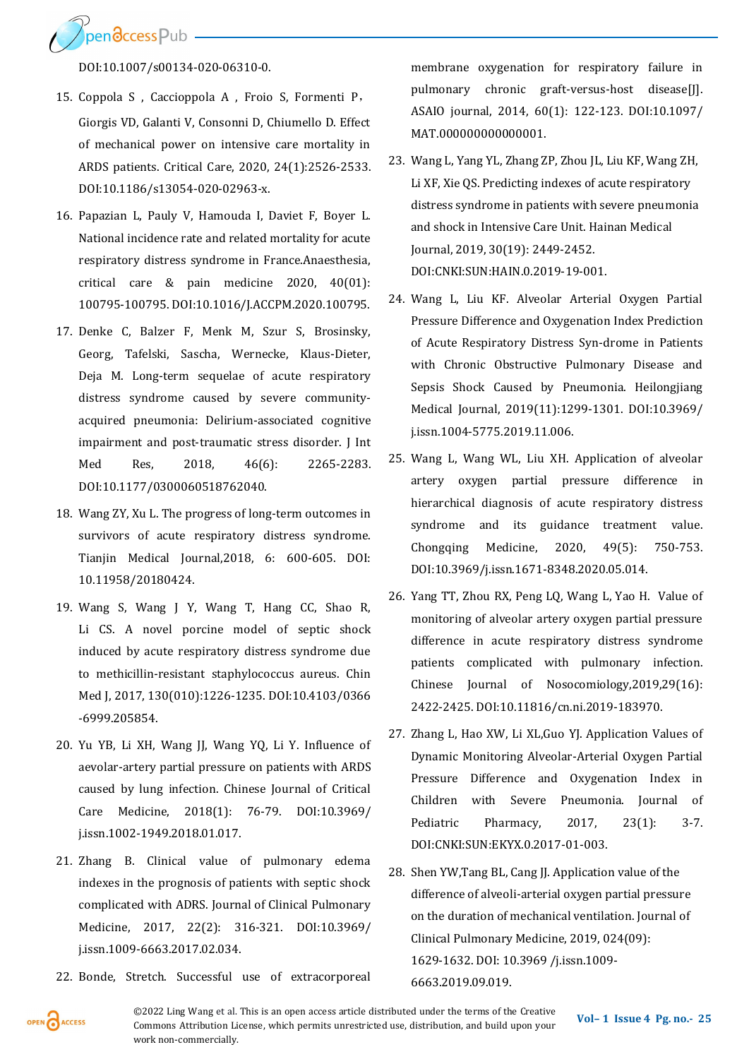DOI:10.1007/s00134-020-06310-0.

15. Coppola S , Caccioppola A , Froio S, Formenti P, Giorgis VD, Galanti V, Consonni D, Chiumello D. Effect of mechanical power on intensive care mortality in ARDS patients. Critical Care, 2020, 24(1):2526-2533. DOI:10.1186/s13054-020-02963-x.

16. Papazian L, Pauly V, Hamouda I, Daviet F, Boyer L. National incidence rate and related mortality for acute respiratory distress syndrome in France.Anaesthesia, critical care & pain medicine 2020, 40(01): 100795-100795. DOI:10.1016/J.ACCPM.2020.100795.

17. Denke C, Balzer F, Menk M, Szur S, Brosinsky, Georg, Tafelski, Sascha, Wernecke, Klaus-Dieter, Deja M. Long-term sequelae of acute respiratory distress syndrome caused by severe community-acquired pneumonia: Delirium-associated cognitive impairment and post-traumatic stress disorder. J Int Med Res, 2018, 46(6): 2265-2283. DOI:10.1177/0300060518762040.

18. Wang ZY, Xu L. The progress of long-term outcomes in survivors of acute respiratory distress syndrome. Tianjin Medical Journal,2018, 6: 600-605. DOI: 10.11958/20180424.

19. Wang S, Wang J Y, Wang T, Hang CC, Shao R, Li CS. A novel porcine model of septic shock induced by acute respiratory distress syndrome due to methicillin-resistant staphylococcus aureus. Chin Med J, 2017, 130(010):1226-1235. DOI:10.4103/0366-6999.205854.

20. Yu YB, Li XH, Wang JJ, Wang YQ, Li Y. Influence of aevolar-artery partial pressure on patients with ARDS caused by lung infection. Chinese Journal of Critical Care Medicine, 2018(1): 76-79. DOI:10.3969/j.issn.1002-1949.2018.01.017.

21. Zhang B. Clinical value of pulmonary edema indexes in the prognosis of patients with septic shock complicated with ADRS. Journal of Clinical Pulmonary Medicine, 2017, 22(2): 316-321. DOI:10.3969/j.issn.1009-6663.2017.02.034.

22. Bonde, Stretch. Successful use of extracorporeal membrane oxygenation for respiratory failure in pulmonary chronic graft-versus-host disease[J]. ASAIO journal, 2014, 60(1): 122-123. DOI:10.1097/MAT.000000000000001.

23. Wang L, Yang YL, Zhang ZP, Zhou JL, Liu KF, Wang ZH, Li XF, Xie QS. Predicting indexes of acute respiratory distress syndrome in patients with severe pneumonia and shock in Intensive Care Unit. Hainan Medical Journal, 2019, 30(19): 2449-2452. DOI:CNKI:SUN:HAIN.0.2019-19-001.

24. Wang L, Liu KF. Alveolar Arterial Oxygen Partial Pressure Difference and Oxygenation Index Prediction of Acute Respiratory Distress Syn-drome in Patients with Chronic Obstructive Pulmonary Disease and Sepsis Shock Caused by Pneumonia. Heilongjiang Medical Journal, 2019(11):1299-1301. DOI:10.3969/j.issn.1004-5775.2019.11.006.

25. Wang L, Wang WL, Liu XH. Application of alveolar artery oxygen partial pressure difference in hierarchical diagnosis of acute respiratory distress syndrome and its guidance treatment value. Chongqing Medicine, 2020, 49(5): 750-753. DOI:10.3969/j.issn.1671-8348.2020.05.014.

26. Yang TT, Zhou RX, Peng LQ, Wang L, Yao H. Value of monitoring of alveolar artery oxygen partial pressure difference in acute respiratory distress syndrome patients complicated with pulmonary infection. Chinese Journal of Nosocomiology,2019,29(16): 2422-2425. DOI:10.11816/cn.ni.2019-183970.

27. Zhang L, Hao XW, Li XL,Guo YJ. Application Values of Dynamic Monitoring Alveolar-Arterial Oxygen Partial Pressure Difference and Oxygenation Index in Children with Severe Pneumonia. Journal of Pediatric Pharmacy, 2017, 23(1): 3-7. DOI:CNKI:SUN:EKYX.0.2017-01-003.

28. Shen YW,Tang BL, Cang JJ. Application value of the difference of alveoli-arterial oxygen partial pressure on the duration of mechanical ventilation. Journal of Clinical Pulmonary Medicine, 2019, 024(09): 1629-1632. DOI: 10.3969 /j.issn.1009-6663.2019.09.019.

©2022 Ling Wang et al. This is an open access article distributed under the terms of the Creative Commons Attribution License, which permits unrestricted use, distribution, and build upon your work non-commercially.